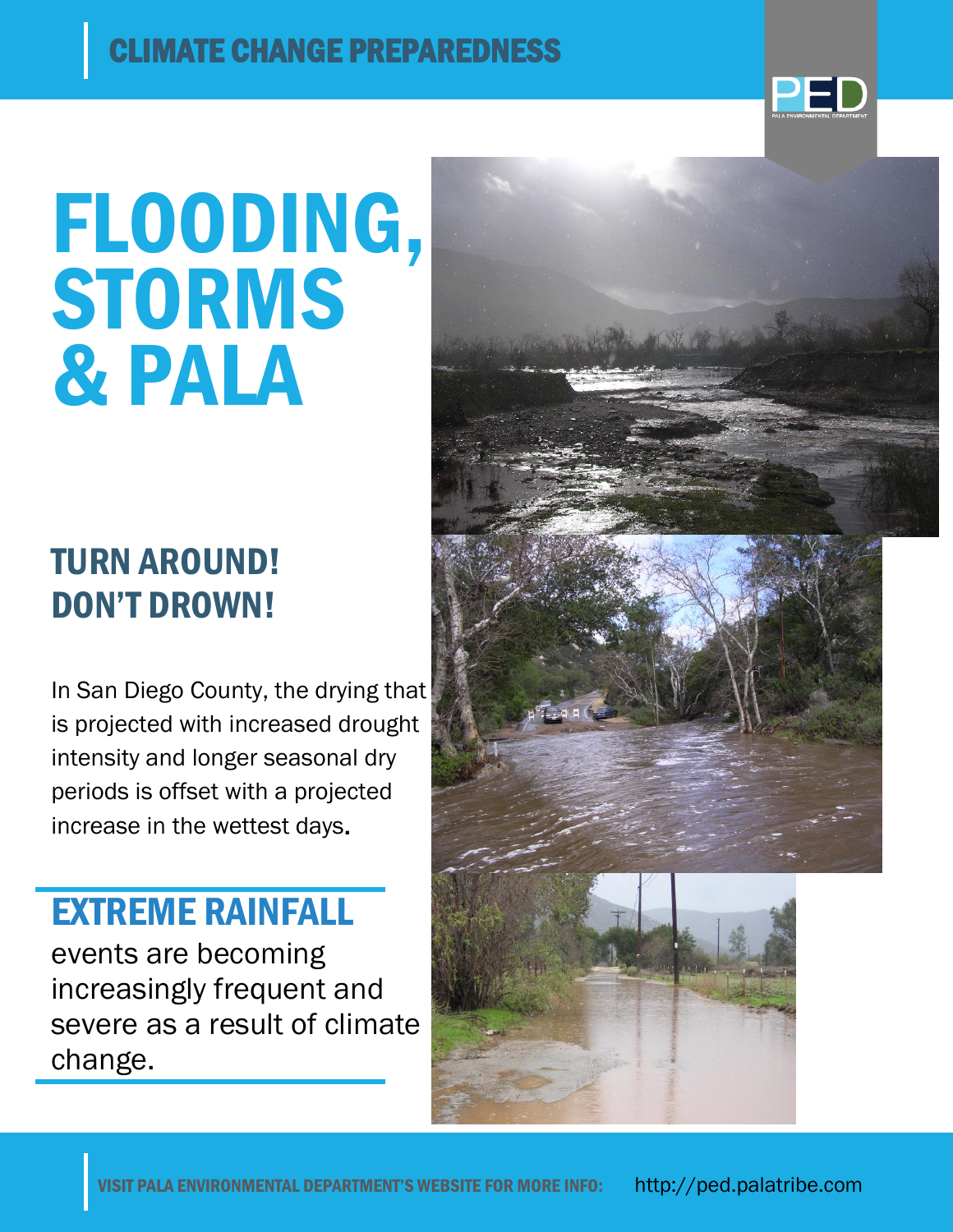CLIMATE CHANGE PREPAREDNESS

# FLOODING, STORMS & PALA

## TURN AROUND! DON'T DROWN!

In San Diego County, the drying that is projected with increased drought intensity and longer seasonal dry periods is offset with a projected increase in the wettest days.

## EXTREME RAINFALL

events are becoming increasingly frequent and severe as a result of climate change.

VISIT PALA ENVIRONMENTAL DEPARTMENT'S WEBSITE FOR MORE INFO: http://ped.palatribe.com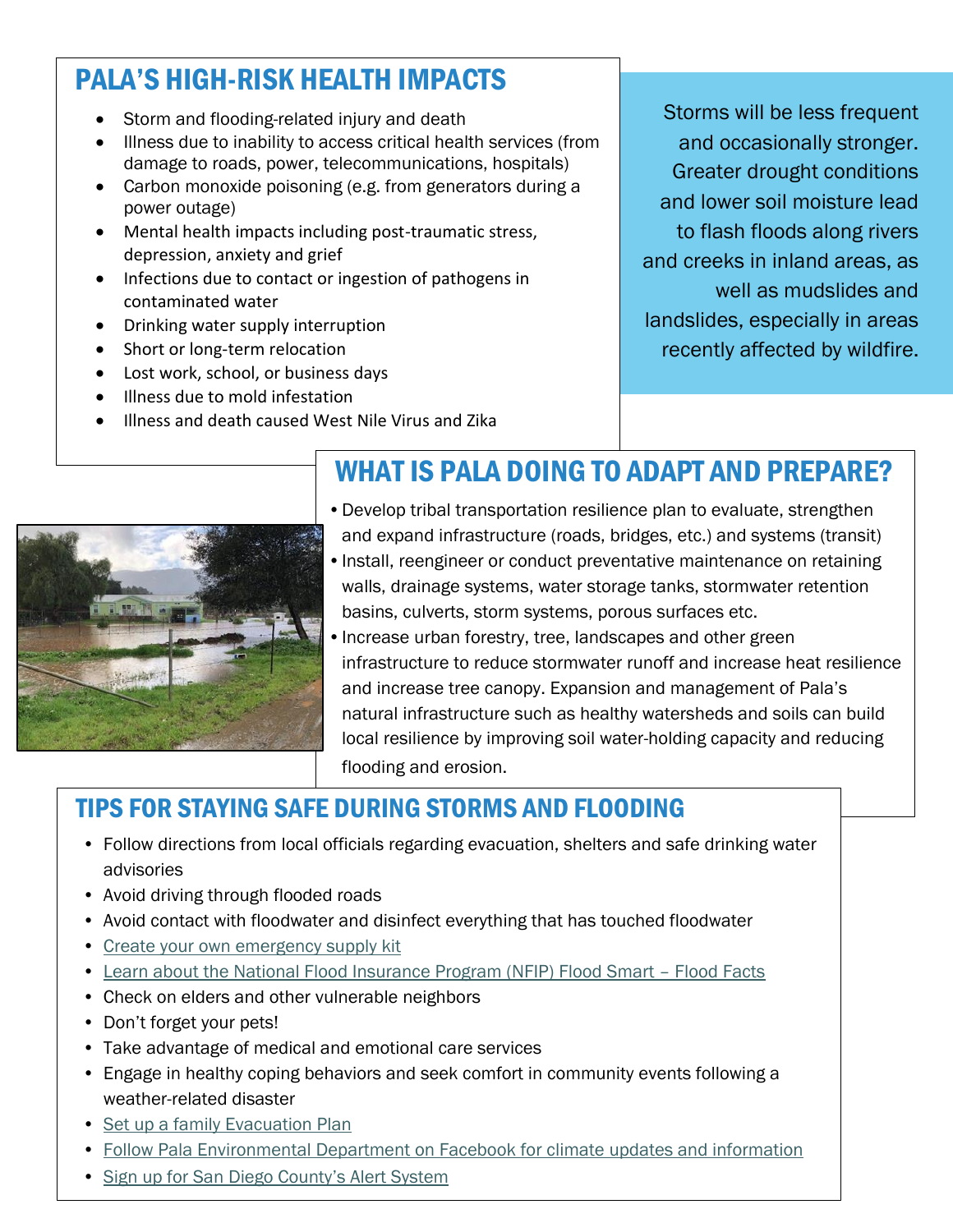## PALA'S HIGH-RISK HEALTH IMPACTS

- Storm and flooding-related injury and death
- Illness due to inability to access critical health services (from damage to roads, power, telecommunications, hospitals)
- Carbon monoxide poisoning (e.g. from generators during a power outage)
- Mental health impacts including post-traumatic stress, depression, anxiety and grief
- Infections due to contact or ingestion of pathogens in contaminated water
- Drinking water supply interruption
- Short or long-term relocation
- Lost work, school, or business days
- Illness due to mold infestation
- Illness and death caused West Nile Virus and Zika

Storms will be less frequent and occasionally stronger. Greater drought conditions and lower soil moisture lead to flash floods along rivers and creeks in inland areas, as well as mudslides and landslides, especially in areas recently affected by wildfire.

## WHAT IS PALA DOING TO ADAPT AND PREPARE?

- Develop tribal transportation resilience plan to evaluate, strengthen and expand infrastructure (roads, bridges, etc.) and systems (transit)
- Install, reengineer or conduct preventative maintenance on retaining walls, drainage systems, water storage tanks, stormwater retention basins, culverts, storm systems, porous surfaces etc.
- Increase urban forestry, tree, landscapes and other green infrastructure to reduce stormwater runoff and increase heat resilience and increase tree canopy. Expansion and management of Pala's natural infrastructure such as healthy watersheds and soils can build local resilience by improving soil water-holding capacity and reducing flooding and erosion.

## TIPS FOR STAYING SAFE DURING STORMS AND FLOODING

- Follow directions from local officials regarding evacuation, shelters and safe drinking water advisories
- Avoid driving through flooded roads
- Avoid contact with floodwater and disinfect everything that has touched floodwater
- Create your own emergency supply kit
- Learn about the National Flood Insurance Program (NFIP) Flood Smart – Flood Facts
- Check on elders and other vulnerable neighbors
- Don't forget your pets!
- Take advantage of medical and emotional care services
- Engage in healthy coping behaviors and seek comfort in community events following a weather-related disaster
- Set up a family Evacuation Plan
- Follow Pala Environmental Department on Facebook for climate updates and information
- Sign up for San Diego County's Alert System